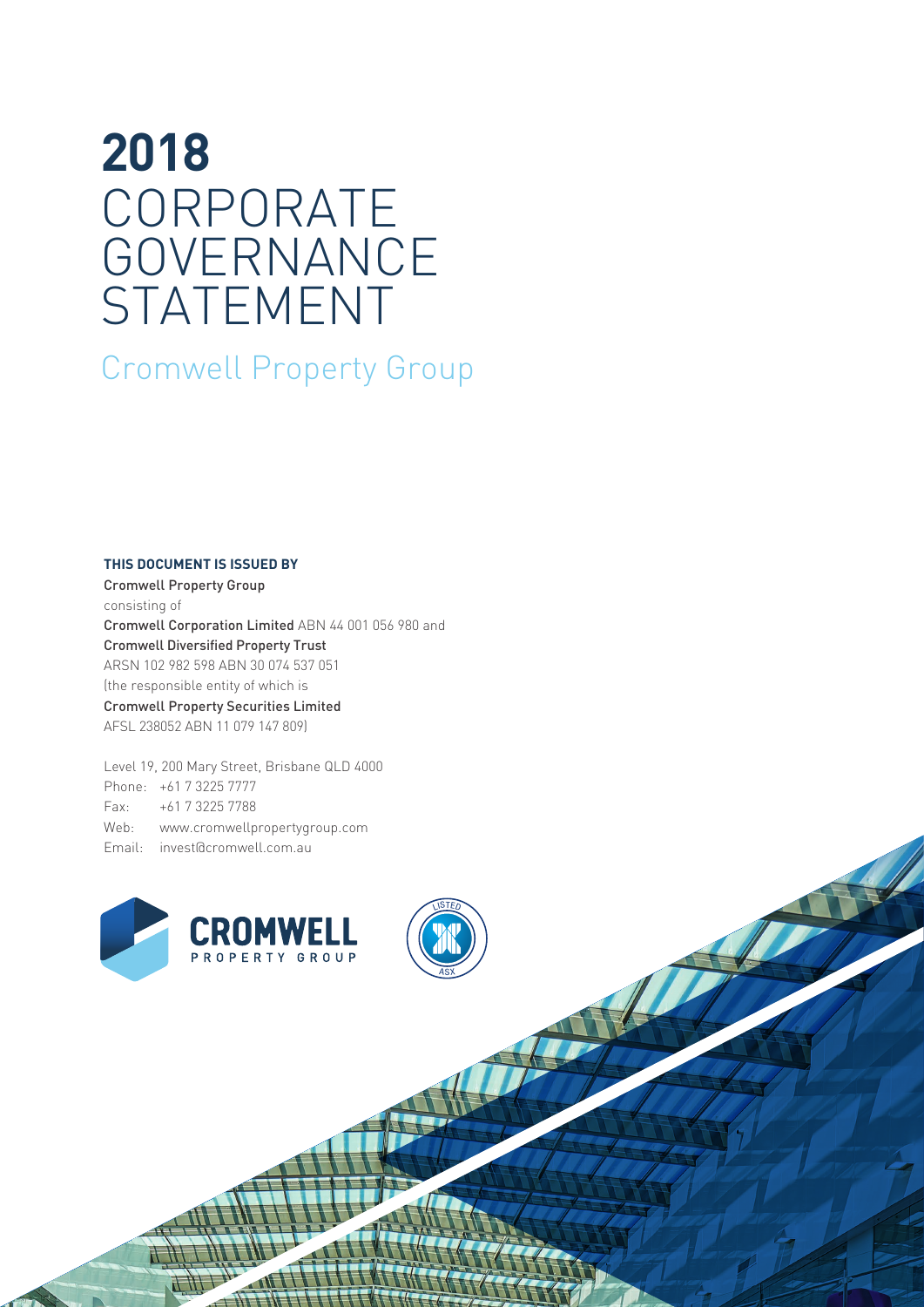# 2018 CORPORATE GOVERNANCE STATEMENT

## Cromwell Property Group

**THIS DOCUMENT IS ISSUED BY**

Cromwell Property Group
consisting of
Cromwell Corporation Limited ABN 44 001 056 980 and
Cromwell Diversified Property Trust
ARSN 102 982 598 ABN 30 074 537 051
(the responsible entity of which is
Cromwell Property Securities Limited
AFSL 238052 ABN 11 079 147 809)

Level 19, 200 Mary Street, Brisbane QLD 4000
Phone: +61 7 3225 7777
Fax: +61 7 3225 7788
Web: www.cromwellpropertygroup.com
Email: invest@cromwell.com.au

CROMWELL PROPERTY GROUP

LISTED ASX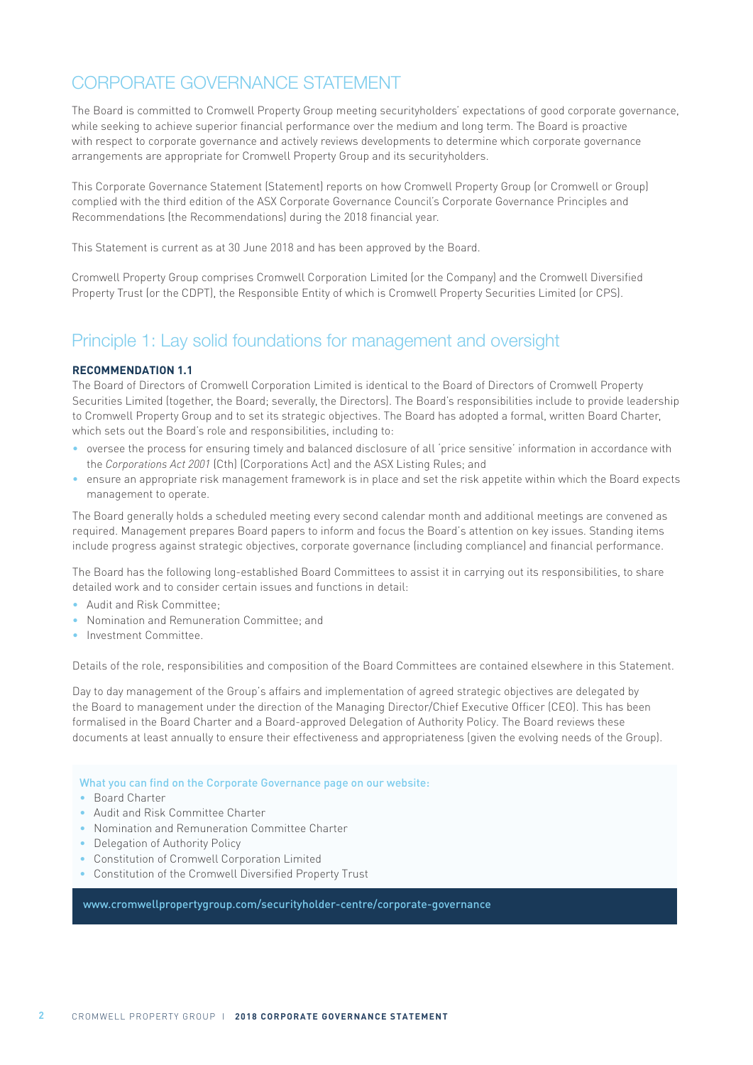# CORPORATE GOVERNANCE STATEMENT

The Board is committed to Cromwell Property Group meeting securityholders' expectations of good corporate governance, while seeking to achieve superior financial performance over the medium and long term. The Board is proactive with respect to corporate governance and actively reviews developments to determine which corporate governance arrangements are appropriate for Cromwell Property Group and its securityholders.

This Corporate Governance Statement (Statement) reports on how Cromwell Property Group (or Cromwell or Group) complied with the third edition of the ASX Corporate Governance Council's Corporate Governance Principles and Recommendations (the Recommendations) during the 2018 financial year.

This Statement is current as at 30 June 2018 and has been approved by the Board.

Cromwell Property Group comprises Cromwell Corporation Limited (or the Company) and the Cromwell Diversified Property Trust (or the CDPT), the Responsible Entity of which is Cromwell Property Securities Limited (or CPS).

## Principle 1: Lay solid foundations for management and oversight

**RECOMMENDATION 1.1**

The Board of Directors of Cromwell Corporation Limited is identical to the Board of Directors of Cromwell Property Securities Limited (together, the Board; severally, the Directors). The Board's responsibilities include to provide leadership to Cromwell Property Group and to set its strategic objectives. The Board has adopted a formal, written Board Charter, which sets out the Board's role and responsibilities, including to:

- oversee the process for ensuring timely and balanced disclosure of all 'price sensitive' information in accordance with the *Corporations Act 2001* (Cth) (Corporations Act) and the ASX Listing Rules; and
- ensure an appropriate risk management framework is in place and set the risk appetite within which the Board expects management to operate.

The Board generally holds a scheduled meeting every second calendar month and additional meetings are convened as required. Management prepares Board papers to inform and focus the Board's attention on key issues. Standing items include progress against strategic objectives, corporate governance (including compliance) and financial performance.

The Board has the following long-established Board Committees to assist it in carrying out its responsibilities, to share detailed work and to consider certain issues and functions in detail:

- Audit and Risk Committee;
- Nomination and Remuneration Committee; and
- Investment Committee.

Details of the role, responsibilities and composition of the Board Committees are contained elsewhere in this Statement.

Day to day management of the Group's affairs and implementation of agreed strategic objectives are delegated by the Board to management under the direction of the Managing Director/Chief Executive Officer (CEO). This has been formalised in the Board Charter and a Board-approved Delegation of Authority Policy. The Board reviews these documents at least annually to ensure their effectiveness and appropriateness (given the evolving needs of the Group).

What you can find on the Corporate Governance page on our website:

- Board Charter
- Audit and Risk Committee Charter
- Nomination and Remuneration Committee Charter
- Delegation of Authority Policy
- Constitution of Cromwell Corporation Limited
- Constitution of the Cromwell Diversified Property Trust

www.cromwellpropertygroup.com/securityholder-centre/corporate-governance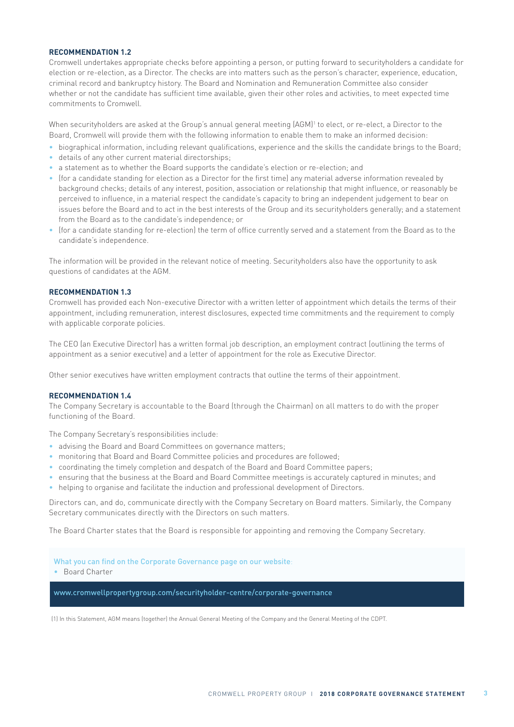**RECOMMENDATION 1.2**

Cromwell undertakes appropriate checks before appointing a person, or putting forward to securityholders a candidate for election or re-election, as a Director. The checks are into matters such as the person's character, experience, education, criminal record and bankruptcy history. The Board and Nomination and Remuneration Committee also consider whether or not the candidate has sufficient time available, given their other roles and activities, to meet expected time commitments to Cromwell.

When securityholders are asked at the Group's annual general meeting (AGM)[1] to elect, or re-elect, a Director to the Board, Cromwell will provide them with the following information to enable them to make an informed decision:

- biographical information, including relevant qualifications, experience and the skills the candidate brings to the Board;
- details of any other current material directorships;
- a statement as to whether the Board supports the candidate's election or re-election; and
- (for a candidate standing for election as a Director for the first time) any material adverse information revealed by background checks; details of any interest, position, association or relationship that might influence, or reasonably be perceived to influence, in a material respect the candidate's capacity to bring an independent judgement to bear on issues before the Board and to act in the best interests of the Group and its securityholders generally; and a statement from the Board as to the candidate's independence; or
- (for a candidate standing for re-election) the term of office currently served and a statement from the Board as to the candidate's independence.

The information will be provided in the relevant notice of meeting. Securityholders also have the opportunity to ask questions of candidates at the AGM.

**RECOMMENDATION 1.3**

Cromwell has provided each Non-executive Director with a written letter of appointment which details the terms of their appointment, including remuneration, interest disclosures, expected time commitments and the requirement to comply with applicable corporate policies.

The CEO (an Executive Director) has a written formal job description, an employment contract (outlining the terms of appointment as a senior executive) and a letter of appointment for the role as Executive Director.

Other senior executives have written employment contracts that outline the terms of their appointment.

**RECOMMENDATION 1.4**

The Company Secretary is accountable to the Board (through the Chairman) on all matters to do with the proper functioning of the Board.

The Company Secretary's responsibilities include:

- advising the Board and Board Committees on governance matters;
- monitoring that Board and Board Committee policies and procedures are followed;
- coordinating the timely completion and despatch of the Board and Board Committee papers;
- ensuring that the business at the Board and Board Committee meetings is accurately captured in minutes; and
- helping to organise and facilitate the induction and professional development of Directors.

Directors can, and do, communicate directly with the Company Secretary on Board matters. Similarly, the Company Secretary communicates directly with the Directors on such matters.

The Board Charter states that the Board is responsible for appointing and removing the Company Secretary.

What you can find on the Corporate Governance page on our website:

- Board Charter

www.cromwellpropertygroup.com/securityholder-centre/corporate-governance

(1) In this Statement, AGM means (together) the Annual General Meeting of the Company and the General Meeting of the CDPT.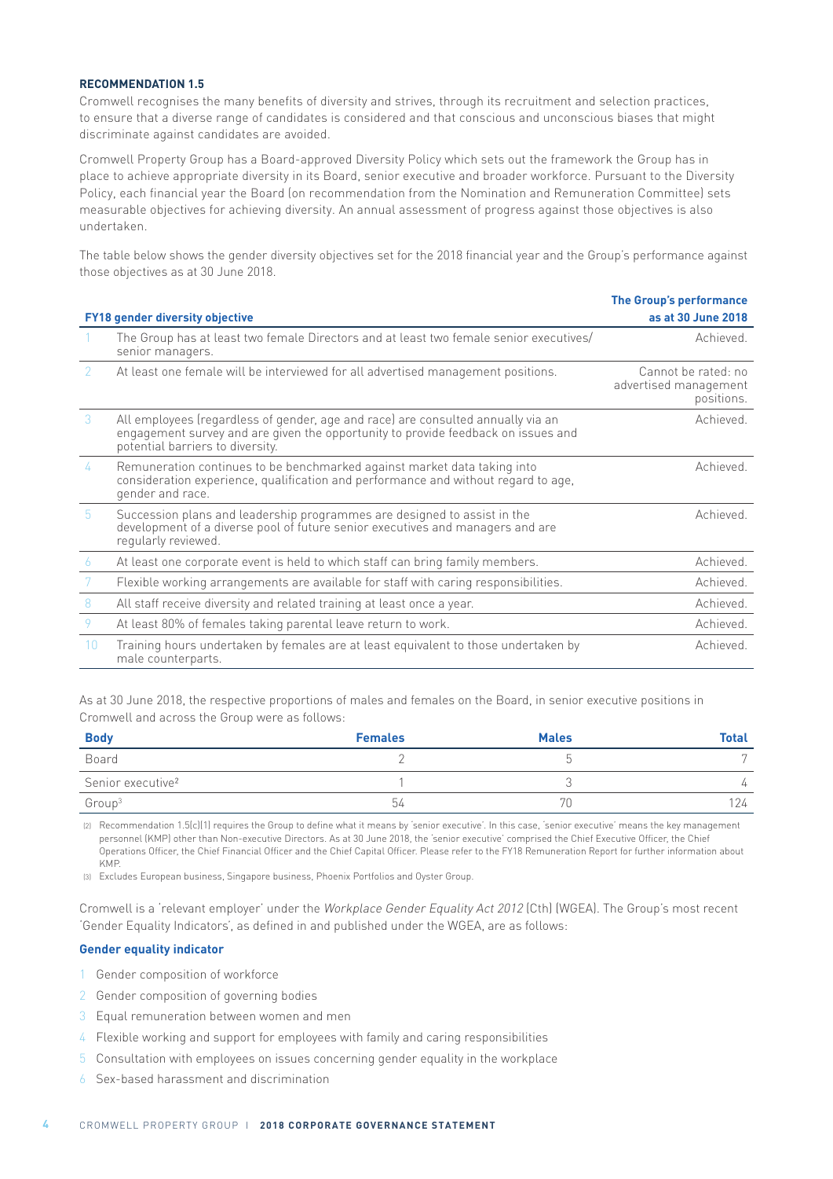### RECOMMENDATION 1.5

Cromwell recognises the many benefits of diversity and strives, through its recruitment and selection practices, to ensure that a diverse range of candidates is considered and that conscious and unconscious biases that might discriminate against candidates are avoided.

Cromwell Property Group has a Board-approved Diversity Policy which sets out the framework the Group has in place to achieve appropriate diversity in its Board, senior executive and broader workforce. Pursuant to the Diversity Policy, each financial year the Board (on recommendation from the Nomination and Remuneration Committee) sets measurable objectives for achieving diversity. An annual assessment of progress against those objectives is also undertaken.

The table below shows the gender diversity objectives set for the 2018 financial year and the Group's performance against those objectives as at 30 June 2018.

| | FY18 gender diversity objective | The Group's performance as at 30 June 2018 |
|---|---|---|
| 1 | The Group has at least two female Directors and at least two female senior executives/ senior managers. | Achieved. |
| 2 | At least one female will be interviewed for all advertised management positions. | Cannot be rated: no advertised management positions. |
| 3 | All employees (regardless of gender, age and race) are consulted annually via an engagement survey and are given the opportunity to provide feedback on issues and potential barriers to diversity. | Achieved. |
| 4 | Remuneration continues to be benchmarked against market data taking into consideration experience, qualification and performance and without regard to age, gender and race. | Achieved. |
| 5 | Succession plans and leadership programmes are designed to assist in the development of a diverse pool of future senior executives and managers and are regularly reviewed. | Achieved. |
| 6 | At least one corporate event is held to which staff can bring family members. | Achieved. |
| 7 | Flexible working arrangements are available for staff with caring responsibilities. | Achieved. |
| 8 | All staff receive diversity and related training at least once a year. | Achieved. |
| 9 | At least 80% of females taking parental leave return to work. | Achieved. |
| 10 | Training hours undertaken by females are at least equivalent to those undertaken by male counterparts. | Achieved. |

As at 30 June 2018, the respective proportions of males and females on the Board, in senior executive positions in Cromwell and across the Group were as follows:

| Body | Females | Males | Total |
|---|---|---|---|
| Board | 2 | 5 | 7 |
| Senior executive[2] | 1 | 3 | 4 |
| Group[3] | 54 | 70 | 124 |

(2) Recommendation 1.5(c)(1) requires the Group to define what it means by 'senior executive'. In this case, 'senior executive' means the key management personnel (KMP) other than Non-executive Directors. As at 30 June 2018, the 'senior executive' comprised the Chief Executive Officer, the Chief Operations Officer, the Chief Financial Officer and the Chief Capital Officer. Please refer to the FY18 Remuneration Report for further information about KMP.

(3) Excludes European business, Singapore business, Phoenix Portfolios and Oyster Group.

Cromwell is a 'relevant employer' under the *Workplace Gender Equality Act 2012* (Cth) (WGEA). The Group's most recent 'Gender Equality Indicators', as defined in and published under the WGEA, are as follows:

**Gender equality indicator**

1. Gender composition of workforce
2. Gender composition of governing bodies
3. Equal remuneration between women and men
4. Flexible working and support for employees with family and caring responsibilities
5. Consultation with employees on issues concerning gender equality in the workplace
6. Sex-based harassment and discrimination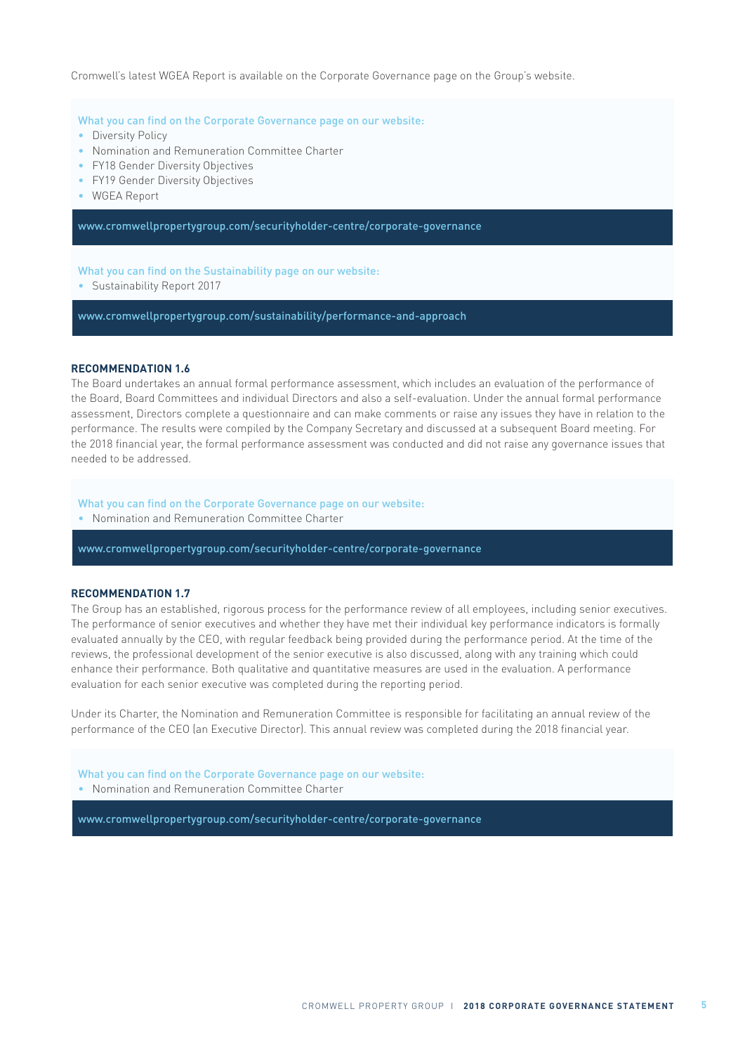Cromwell's latest WGEA Report is available on the Corporate Governance page on the Group's website.

What you can find on the Corporate Governance page on our website:

- Diversity Policy
- Nomination and Remuneration Committee Charter
- FY18 Gender Diversity Objectives
- FY19 Gender Diversity Objectives
- WGEA Report

www.cromwellpropertygroup.com/securityholder-centre/corporate-governance

What you can find on the Sustainability page on our website:

- Sustainability Report 2017

www.cromwellpropertygroup.com/sustainability/performance-and-approach

**RECOMMENDATION 1.6**

The Board undertakes an annual formal performance assessment, which includes an evaluation of the performance of the Board, Board Committees and individual Directors and also a self-evaluation. Under the annual formal performance assessment, Directors complete a questionnaire and can make comments or raise any issues they have in relation to the performance. The results were compiled by the Company Secretary and discussed at a subsequent Board meeting. For the 2018 financial year, the formal performance assessment was conducted and did not raise any governance issues that needed to be addressed.

What you can find on the Corporate Governance page on our website:

- Nomination and Remuneration Committee Charter

www.cromwellpropertygroup.com/securityholder-centre/corporate-governance

**RECOMMENDATION 1.7**

The Group has an established, rigorous process for the performance review of all employees, including senior executives. The performance of senior executives and whether they have met their individual key performance indicators is formally evaluated annually by the CEO, with regular feedback being provided during the performance period. At the time of the reviews, the professional development of the senior executive is also discussed, along with any training which could enhance their performance. Both qualitative and quantitative measures are used in the evaluation. A performance evaluation for each senior executive was completed during the reporting period.

Under its Charter, the Nomination and Remuneration Committee is responsible for facilitating an annual review of the performance of the CEO (an Executive Director). This annual review was completed during the 2018 financial year.

What you can find on the Corporate Governance page on our website:

- Nomination and Remuneration Committee Charter

www.cromwellpropertygroup.com/securityholder-centre/corporate-governance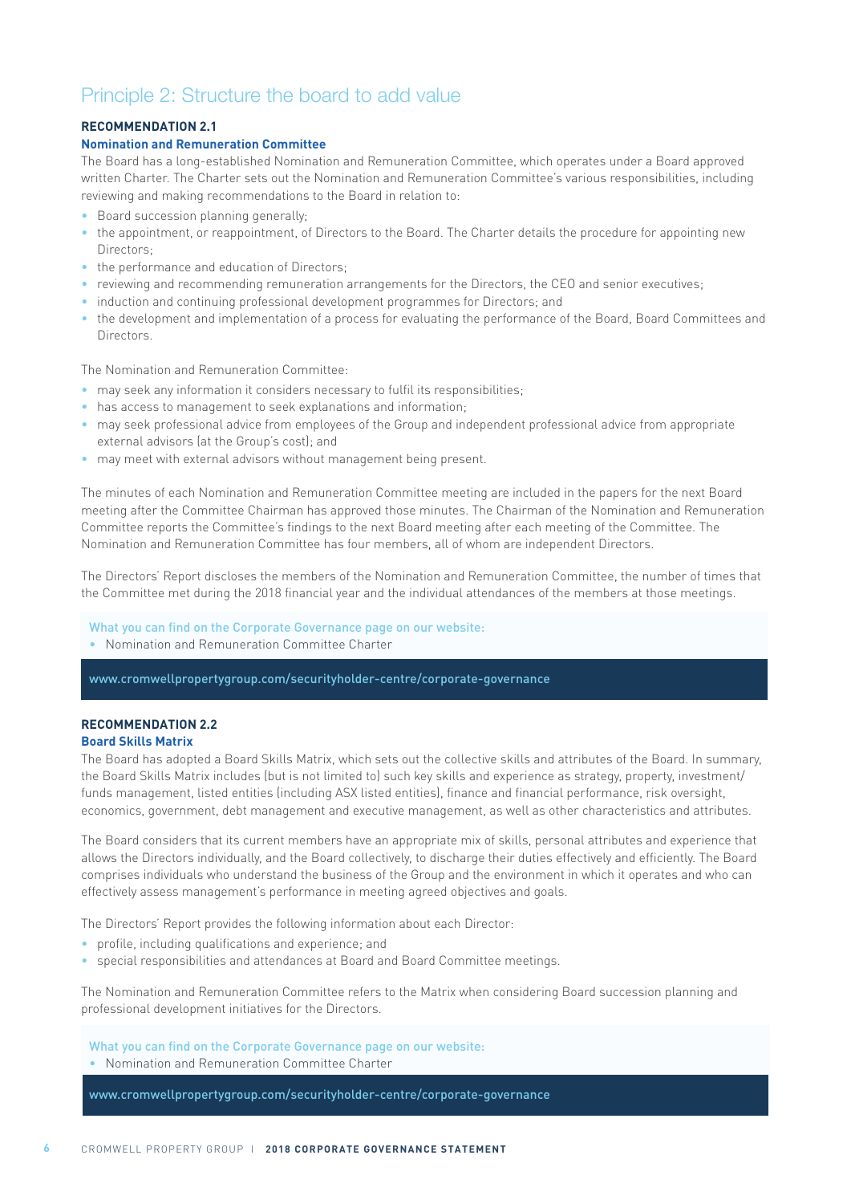# Principle 2: Structure the board to add value

### RECOMMENDATION 2.1

**Nomination and Remuneration Committee**

The Board has a long-established Nomination and Remuneration Committee, which operates under a Board approved written Charter. The Charter sets out the Nomination and Remuneration Committee's various responsibilities, including reviewing and making recommendations to the Board in relation to:

- Board succession planning generally;
- the appointment, or reappointment, of Directors to the Board. The Charter details the procedure for appointing new Directors;
- the performance and education of Directors;
- reviewing and recommending remuneration arrangements for the Directors, the CEO and senior executives;
- induction and continuing professional development programmes for Directors; and
- the development and implementation of a process for evaluating the performance of the Board, Board Committees and Directors.

The Nomination and Remuneration Committee:

- may seek any information it considers necessary to fulfil its responsibilities;
- has access to management to seek explanations and information;
- may seek professional advice from employees of the Group and independent professional advice from appropriate external advisors (at the Group's cost); and
- may meet with external advisors without management being present.

The minutes of each Nomination and Remuneration Committee meeting are included in the papers for the next Board meeting after the Committee Chairman has approved those minutes. The Chairman of the Nomination and Remuneration Committee reports the Committee's findings to the next Board meeting after each meeting of the Committee. The Nomination and Remuneration Committee has four members, all of whom are independent Directors.

The Directors' Report discloses the members of the Nomination and Remuneration Committee, the number of times that the Committee met during the 2018 financial year and the individual attendances of the members at those meetings.

What you can find on the Corporate Governance page on our website:

- Nomination and Remuneration Committee Charter

www.cromwellpropertygroup.com/securityholder-centre/corporate-governance

### RECOMMENDATION 2.2

**Board Skills Matrix**

The Board has adopted a Board Skills Matrix, which sets out the collective skills and attributes of the Board. In summary, the Board Skills Matrix includes (but is not limited to) such key skills and experience as strategy, property, investment/funds management, listed entities (including ASX listed entities), finance and financial performance, risk oversight, economics, government, debt management and executive management, as well as other characteristics and attributes.

The Board considers that its current members have an appropriate mix of skills, personal attributes and experience that allows the Directors individually, and the Board collectively, to discharge their duties effectively and efficiently. The Board comprises individuals who understand the business of the Group and the environment in which it operates and who can effectively assess management's performance in meeting agreed objectives and goals.

The Directors' Report provides the following information about each Director:

- profile, including qualifications and experience; and
- special responsibilities and attendances at Board and Board Committee meetings.

The Nomination and Remuneration Committee refers to the Matrix when considering Board succession planning and professional development initiatives for the Directors.

What you can find on the Corporate Governance page on our website:

- Nomination and Remuneration Committee Charter

www.cromwellpropertygroup.com/securityholder-centre/corporate-governance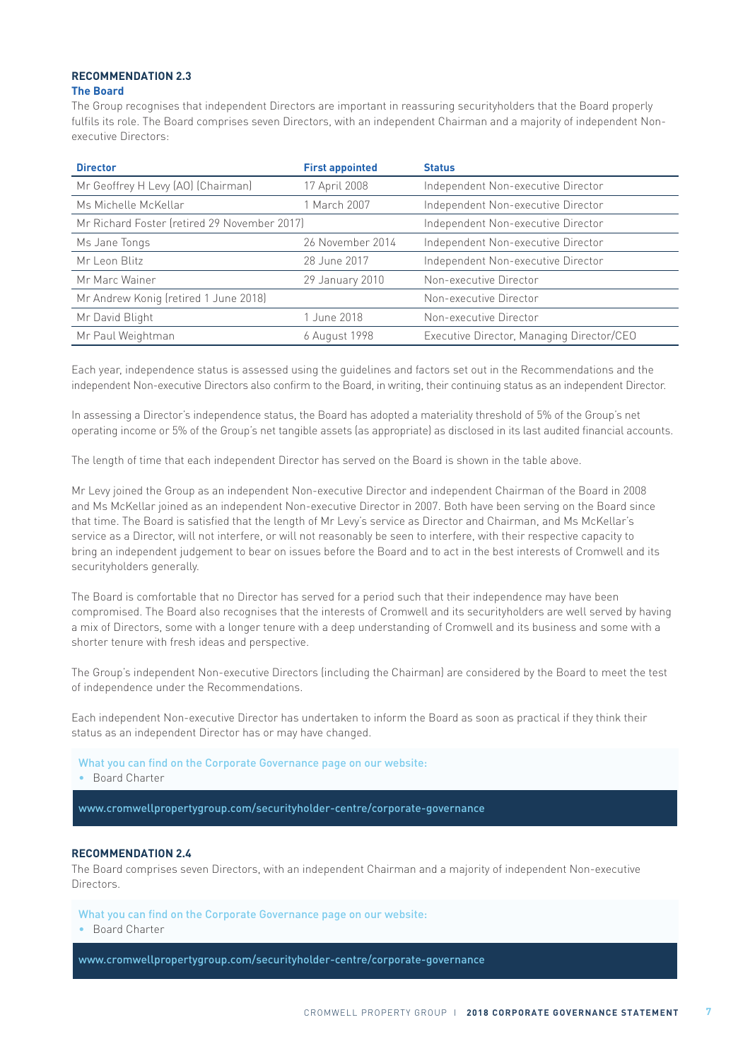### RECOMMENDATION 2.3

**The Board**

The Group recognises that independent Directors are important in reassuring securityholders that the Board properly fulfils its role. The Board comprises seven Directors, with an independent Chairman and a majority of independent Non-executive Directors:

| Director | First appointed | Status |
|---|---|---|
| Mr Geoffrey H Levy (AO) (Chairman) | 17 April 2008 | Independent Non-executive Director |
| Ms Michelle McKellar | 1 March 2007 | Independent Non-executive Director |
| Mr Richard Foster (retired 29 November 2017) | | Independent Non-executive Director |
| Ms Jane Tongs | 26 November 2014 | Independent Non-executive Director |
| Mr Leon Blitz | 28 June 2017 | Independent Non-executive Director |
| Mr Marc Wainer | 29 January 2010 | Non-executive Director |
| Mr Andrew Konig (retired 1 June 2018) | | Non-executive Director |
| Mr David Blight | 1 June 2018 | Non-executive Director |
| Mr Paul Weightman | 6 August 1998 | Executive Director, Managing Director/CEO |

Each year, independence status is assessed using the guidelines and factors set out in the Recommendations and the independent Non-executive Directors also confirm to the Board, in writing, their continuing status as an independent Director.

In assessing a Director's independence status, the Board has adopted a materiality threshold of 5% of the Group's net operating income or 5% of the Group's net tangible assets (as appropriate) as disclosed in its last audited financial accounts.

The length of time that each independent Director has served on the Board is shown in the table above.

Mr Levy joined the Group as an independent Non-executive Director and independent Chairman of the Board in 2008 and Ms McKellar joined as an independent Non-executive Director in 2007. Both have been serving on the Board since that time. The Board is satisfied that the length of Mr Levy's service as Director and Chairman, and Ms McKellar's service as a Director, will not interfere, or will not reasonably be seen to interfere, with their respective capacity to bring an independent judgement to bear on issues before the Board and to act in the best interests of Cromwell and its securityholders generally.

The Board is comfortable that no Director has served for a period such that their independence may have been compromised. The Board also recognises that the interests of Cromwell and its securityholders are well served by having a mix of Directors, some with a longer tenure with a deep understanding of Cromwell and its business and some with a shorter tenure with fresh ideas and perspective.

The Group's independent Non-executive Directors (including the Chairman) are considered by the Board to meet the test of independence under the Recommendations.

Each independent Non-executive Director has undertaken to inform the Board as soon as practical if they think their status as an independent Director has or may have changed.

What you can find on the Corporate Governance page on our website:

- Board Charter

www.cromwellpropertygroup.com/securityholder-centre/corporate-governance

### RECOMMENDATION 2.4

The Board comprises seven Directors, with an independent Chairman and a majority of independent Non-executive Directors.

What you can find on the Corporate Governance page on our website:

- Board Charter

www.cromwellpropertygroup.com/securityholder-centre/corporate-governance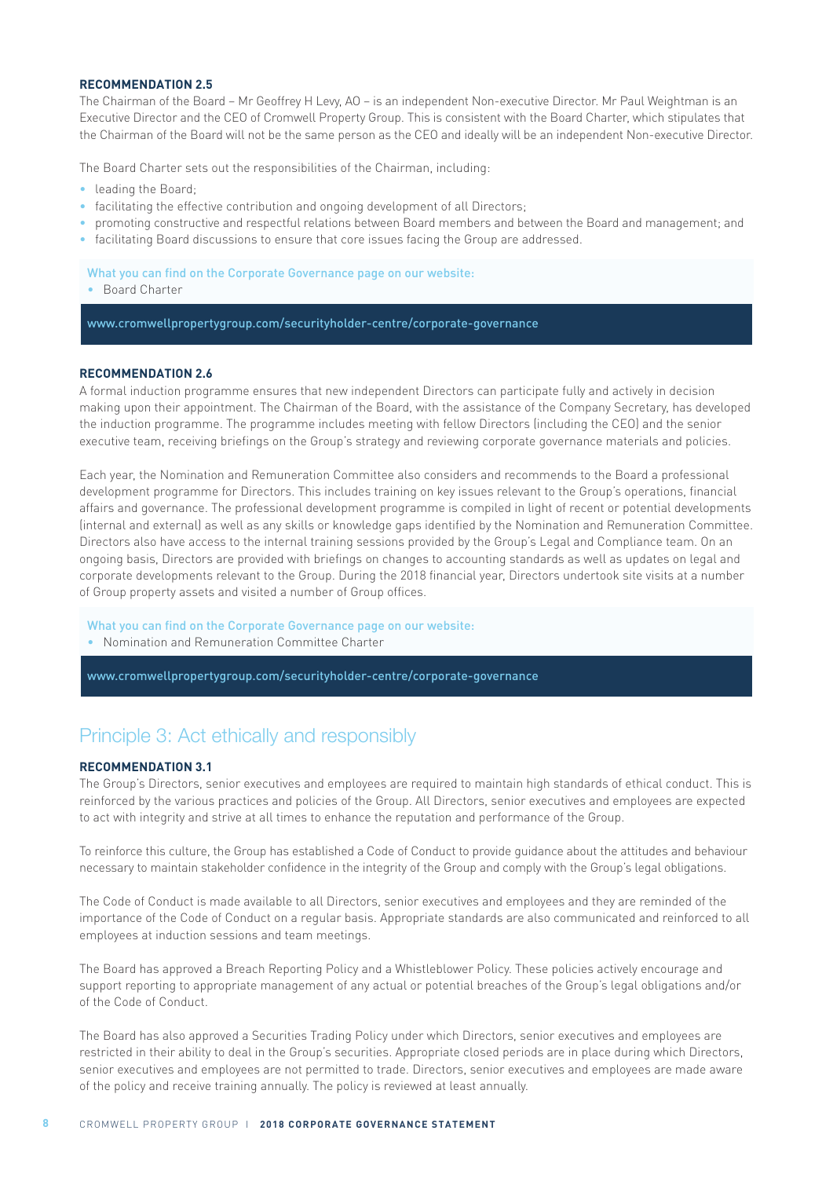#### RECOMMENDATION 2.5

The Chairman of the Board – Mr Geoffrey H Levy, AO – is an independent Non-executive Director. Mr Paul Weightman is an Executive Director and the CEO of Cromwell Property Group. This is consistent with the Board Charter, which stipulates that the Chairman of the Board will not be the same person as the CEO and ideally will be an independent Non-executive Director.

The Board Charter sets out the responsibilities of the Chairman, including:

- leading the Board;
- facilitating the effective contribution and ongoing development of all Directors;
- promoting constructive and respectful relations between Board members and between the Board and management; and
- facilitating Board discussions to ensure that core issues facing the Group are addressed.

What you can find on the Corporate Governance page on our website:

- Board Charter

www.cromwellpropertygroup.com/securityholder-centre/corporate-governance

#### RECOMMENDATION 2.6

A formal induction programme ensures that new independent Directors can participate fully and actively in decision making upon their appointment. The Chairman of the Board, with the assistance of the Company Secretary, has developed the induction programme. The programme includes meeting with fellow Directors (including the CEO) and the senior executive team, receiving briefings on the Group's strategy and reviewing corporate governance materials and policies.

Each year, the Nomination and Remuneration Committee also considers and recommends to the Board a professional development programme for Directors. This includes training on key issues relevant to the Group's operations, financial affairs and governance. The professional development programme is compiled in light of recent or potential developments (internal and external) as well as any skills or knowledge gaps identified by the Nomination and Remuneration Committee. Directors also have access to the internal training sessions provided by the Group's Legal and Compliance team. On an ongoing basis, Directors are provided with briefings on changes to accounting standards as well as updates on legal and corporate developments relevant to the Group. During the 2018 financial year, Directors undertook site visits at a number of Group property assets and visited a number of Group offices.

What you can find on the Corporate Governance page on our website:

- Nomination and Remuneration Committee Charter

www.cromwellpropertygroup.com/securityholder-centre/corporate-governance

## Principle 3: Act ethically and responsibly

#### RECOMMENDATION 3.1

The Group's Directors, senior executives and employees are required to maintain high standards of ethical conduct. This is reinforced by the various practices and policies of the Group. All Directors, senior executives and employees are expected to act with integrity and strive at all times to enhance the reputation and performance of the Group.

To reinforce this culture, the Group has established a Code of Conduct to provide guidance about the attitudes and behaviour necessary to maintain stakeholder confidence in the integrity of the Group and comply with the Group's legal obligations.

The Code of Conduct is made available to all Directors, senior executives and employees and they are reminded of the importance of the Code of Conduct on a regular basis. Appropriate standards are also communicated and reinforced to all employees at induction sessions and team meetings.

The Board has approved a Breach Reporting Policy and a Whistleblower Policy. These policies actively encourage and support reporting to appropriate management of any actual or potential breaches of the Group's legal obligations and/or of the Code of Conduct.

The Board has also approved a Securities Trading Policy under which Directors, senior executives and employees are restricted in their ability to deal in the Group's securities. Appropriate closed periods are in place during which Directors, senior executives and employees are not permitted to trade. Directors, senior executives and employees are made aware of the policy and receive training annually. The policy is reviewed at least annually.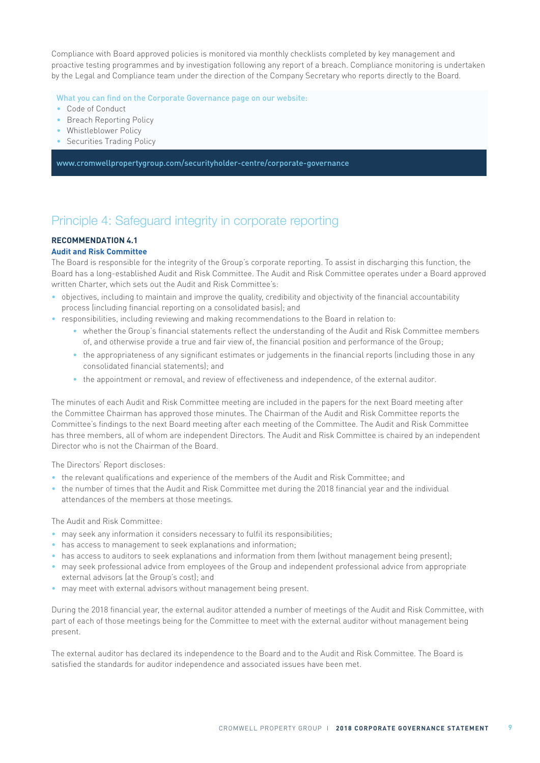Compliance with Board approved policies is monitored via monthly checklists completed by key management and proactive testing programmes and by investigation following any report of a breach. Compliance monitoring is undertaken by the Legal and Compliance team under the direction of the Company Secretary who reports directly to the Board.

What you can find on the Corporate Governance page on our website:

- Code of Conduct
- Breach Reporting Policy
- Whistleblower Policy
- Securities Trading Policy

www.cromwellpropertygroup.com/securityholder-centre/corporate-governance

## Principle 4: Safeguard integrity in corporate reporting

**RECOMMENDATION 4.1**

**Audit and Risk Committee**

The Board is responsible for the integrity of the Group's corporate reporting. To assist in discharging this function, the Board has a long-established Audit and Risk Committee. The Audit and Risk Committee operates under a Board approved written Charter, which sets out the Audit and Risk Committee's:

- objectives, including to maintain and improve the quality, credibility and objectivity of the financial accountability process (including financial reporting on a consolidated basis); and
- responsibilities, including reviewing and making recommendations to the Board in relation to:
  - whether the Group's financial statements reflect the understanding of the Audit and Risk Committee members of, and otherwise provide a true and fair view of, the financial position and performance of the Group;
  - the appropriateness of any significant estimates or judgements in the financial reports (including those in any consolidated financial statements); and
  - the appointment or removal, and review of effectiveness and independence, of the external auditor.

The minutes of each Audit and Risk Committee meeting are included in the papers for the next Board meeting after the Committee Chairman has approved those minutes. The Chairman of the Audit and Risk Committee reports the Committee's findings to the next Board meeting after each meeting of the Committee. The Audit and Risk Committee has three members, all of whom are independent Directors. The Audit and Risk Committee is chaired by an independent Director who is not the Chairman of the Board.

The Directors' Report discloses:

- the relevant qualifications and experience of the members of the Audit and Risk Committee; and
- the number of times that the Audit and Risk Committee met during the 2018 financial year and the individual attendances of the members at those meetings.

The Audit and Risk Committee:

- may seek any information it considers necessary to fulfil its responsibilities;
- has access to management to seek explanations and information;
- has access to auditors to seek explanations and information from them (without management being present);
- may seek professional advice from employees of the Group and independent professional advice from appropriate external advisors (at the Group's cost); and
- may meet with external advisors without management being present.

During the 2018 financial year, the external auditor attended a number of meetings of the Audit and Risk Committee, with part of each of those meetings being for the Committee to meet with the external auditor without management being present.

The external auditor has declared its independence to the Board and to the Audit and Risk Committee. The Board is satisfied the standards for auditor independence and associated issues have been met.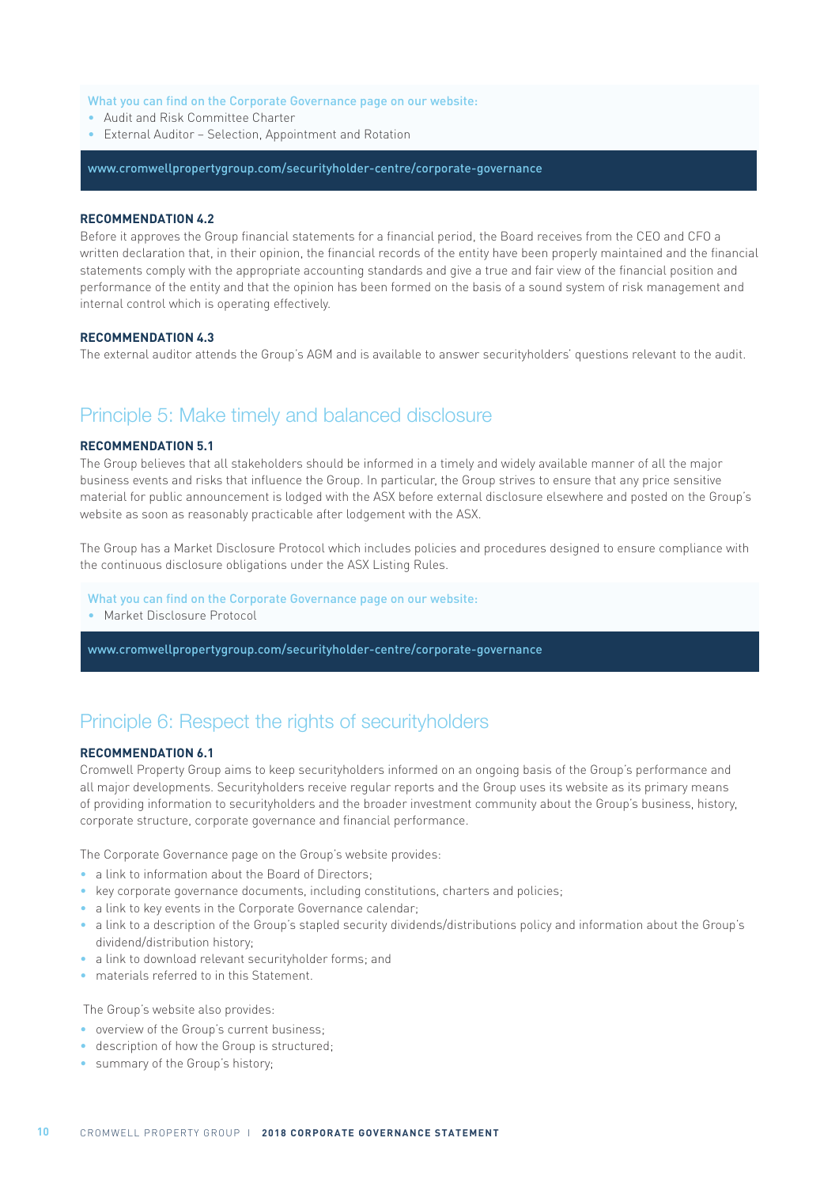What you can find on the Corporate Governance page on our website:

- Audit and Risk Committee Charter
- External Auditor – Selection, Appointment and Rotation

www.cromwellpropertygroup.com/securityholder-centre/corporate-governance

**RECOMMENDATION 4.2**

Before it approves the Group financial statements for a financial period, the Board receives from the CEO and CFO a written declaration that, in their opinion, the financial records of the entity have been properly maintained and the financial statements comply with the appropriate accounting standards and give a true and fair view of the financial position and performance of the entity and that the opinion has been formed on the basis of a sound system of risk management and internal control which is operating effectively.

**RECOMMENDATION 4.3**

The external auditor attends the Group's AGM and is available to answer securityholders' questions relevant to the audit.

## Principle 5: Make timely and balanced disclosure

**RECOMMENDATION 5.1**

The Group believes that all stakeholders should be informed in a timely and widely available manner of all the major business events and risks that influence the Group. In particular, the Group strives to ensure that any price sensitive material for public announcement is lodged with the ASX before external disclosure elsewhere and posted on the Group's website as soon as reasonably practicable after lodgement with the ASX.

The Group has a Market Disclosure Protocol which includes policies and procedures designed to ensure compliance with the continuous disclosure obligations under the ASX Listing Rules.

What you can find on the Corporate Governance page on our website:

- Market Disclosure Protocol

www.cromwellpropertygroup.com/securityholder-centre/corporate-governance

## Principle 6: Respect the rights of securityholders

**RECOMMENDATION 6.1**

Cromwell Property Group aims to keep securityholders informed on an ongoing basis of the Group's performance and all major developments. Securityholders receive regular reports and the Group uses its website as its primary means of providing information to securityholders and the broader investment community about the Group's business, history, corporate structure, corporate governance and financial performance.

The Corporate Governance page on the Group's website provides:

- a link to information about the Board of Directors;
- key corporate governance documents, including constitutions, charters and policies;
- a link to key events in the Corporate Governance calendar;
- a link to a description of the Group's stapled security dividends/distributions policy and information about the Group's dividend/distribution history;
- a link to download relevant securityholder forms; and
- materials referred to in this Statement.

The Group's website also provides:

- overview of the Group's current business;
- description of how the Group is structured;
- summary of the Group's history;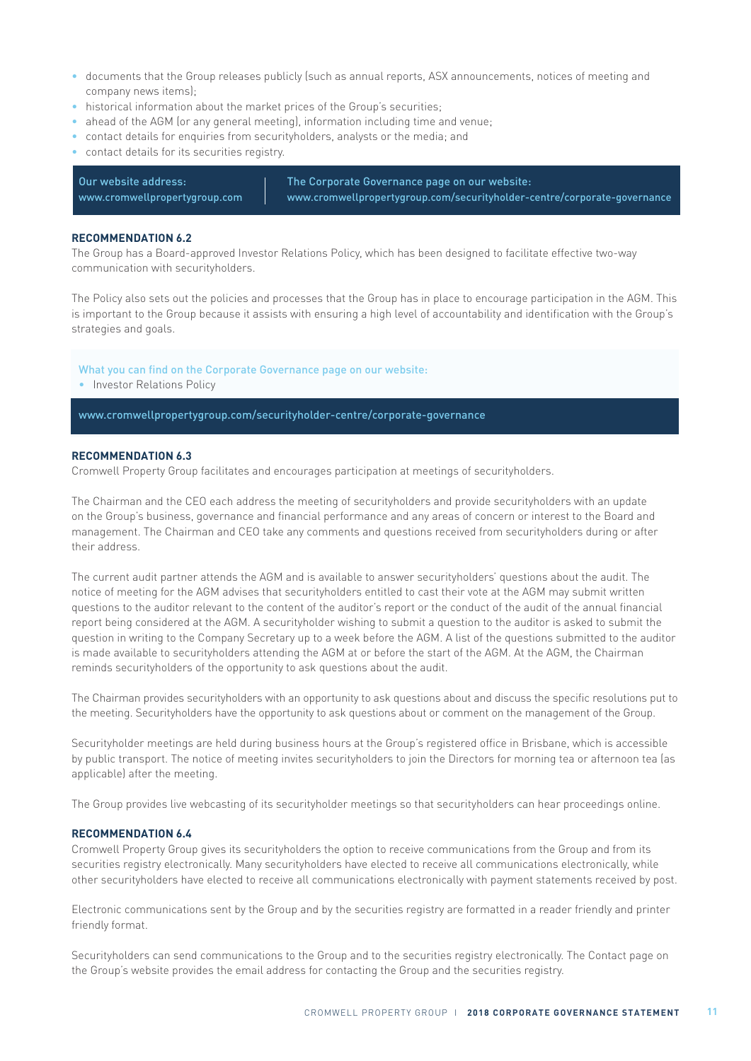- documents that the Group releases publicly (such as annual reports, ASX announcements, notices of meeting and company news items);
- historical information about the market prices of the Group's securities;
- ahead of the AGM (or any general meeting), information including time and venue;
- contact details for enquiries from securityholders, analysts or the media; and
- contact details for its securities registry.

| Our website address: www.cromwellpropertygroup.com | The Corporate Governance page on our website: www.cromwellpropertygroup.com/securityholder-centre/corporate-governance |
|---|---|

**RECOMMENDATION 6.2**

The Group has a Board-approved Investor Relations Policy, which has been designed to facilitate effective two-way communication with securityholders.

The Policy also sets out the policies and processes that the Group has in place to encourage participation in the AGM. This is important to the Group because it assists with ensuring a high level of accountability and identification with the Group's strategies and goals.

What you can find on the Corporate Governance page on our website:

- Investor Relations Policy

www.cromwellpropertygroup.com/securityholder-centre/corporate-governance

**RECOMMENDATION 6.3**

Cromwell Property Group facilitates and encourages participation at meetings of securityholders.

The Chairman and the CEO each address the meeting of securityholders and provide securityholders with an update on the Group's business, governance and financial performance and any areas of concern or interest to the Board and management. The Chairman and CEO take any comments and questions received from securityholders during or after their address.

The current audit partner attends the AGM and is available to answer securityholders' questions about the audit. The notice of meeting for the AGM advises that securityholders entitled to cast their vote at the AGM may submit written questions to the auditor relevant to the content of the auditor's report or the conduct of the audit of the annual financial report being considered at the AGM. A securityholder wishing to submit a question to the auditor is asked to submit the question in writing to the Company Secretary up to a week before the AGM. A list of the questions submitted to the auditor is made available to securityholders attending the AGM at or before the start of the AGM. At the AGM, the Chairman reminds securityholders of the opportunity to ask questions about the audit.

The Chairman provides securityholders with an opportunity to ask questions about and discuss the specific resolutions put to the meeting. Securityholders have the opportunity to ask questions about or comment on the management of the Group.

Securityholder meetings are held during business hours at the Group's registered office in Brisbane, which is accessible by public transport. The notice of meeting invites securityholders to join the Directors for morning tea or afternoon tea (as applicable) after the meeting.

The Group provides live webcasting of its securityholder meetings so that securityholders can hear proceedings online.

**RECOMMENDATION 6.4**

Cromwell Property Group gives its securityholders the option to receive communications from the Group and from its securities registry electronically. Many securityholders have elected to receive all communications electronically, while other securityholders have elected to receive all communications electronically with payment statements received by post.

Electronic communications sent by the Group and by the securities registry are formatted in a reader friendly and printer friendly format.

Securityholders can send communications to the Group and to the securities registry electronically. The Contact page on the Group's website provides the email address for contacting the Group and the securities registry.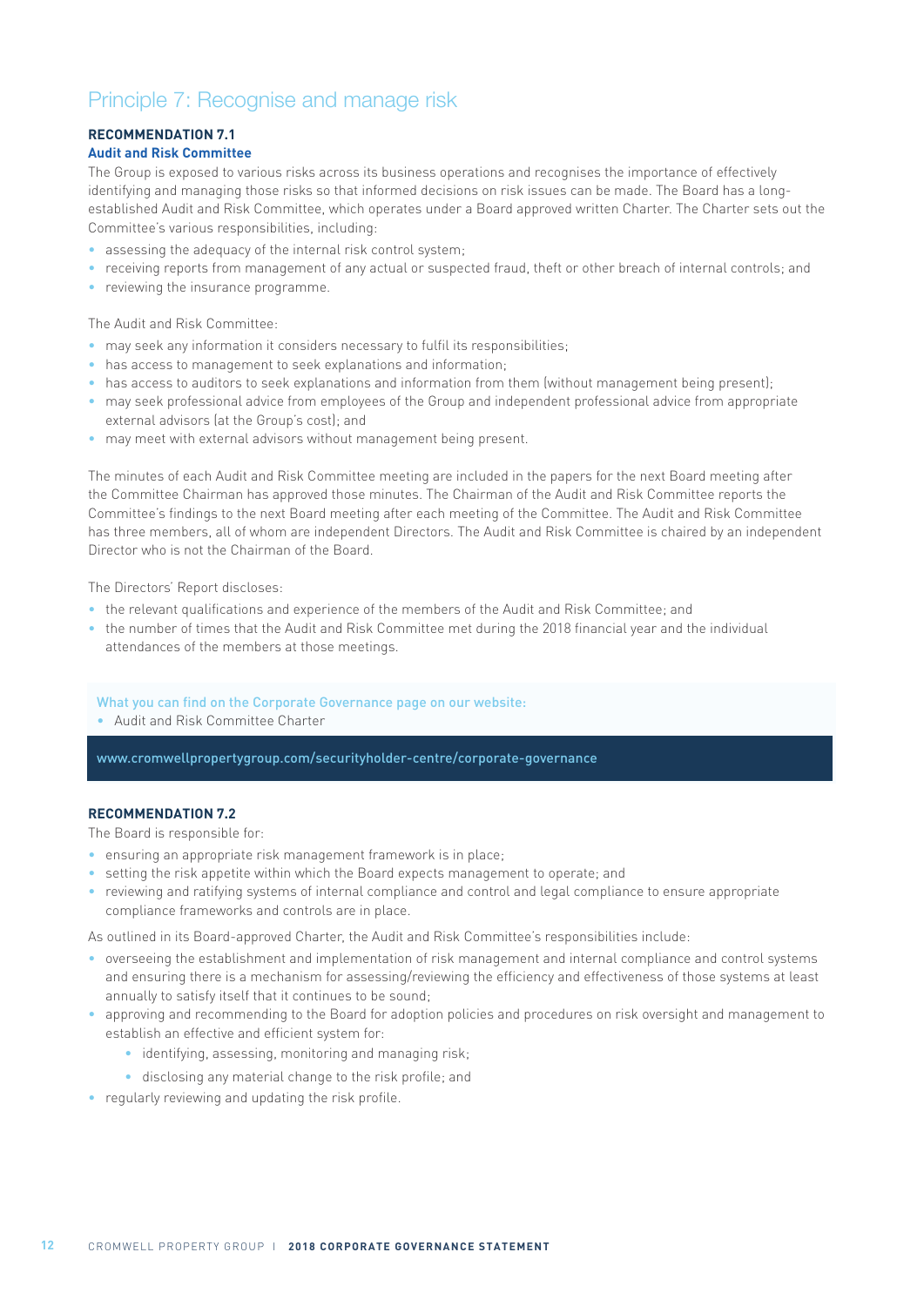# Principle 7: Recognise and manage risk

**RECOMMENDATION 7.1**

**Audit and Risk Committee**

The Group is exposed to various risks across its business operations and recognises the importance of effectively identifying and managing those risks so that informed decisions on risk issues can be made. The Board has a long-established Audit and Risk Committee, which operates under a Board approved written Charter. The Charter sets out the Committee's various responsibilities, including:

- assessing the adequacy of the internal risk control system;
- receiving reports from management of any actual or suspected fraud, theft or other breach of internal controls; and
- reviewing the insurance programme.

The Audit and Risk Committee:

- may seek any information it considers necessary to fulfil its responsibilities;
- has access to management to seek explanations and information;
- has access to auditors to seek explanations and information from them (without management being present);
- may seek professional advice from employees of the Group and independent professional advice from appropriate external advisors (at the Group's cost); and
- may meet with external advisors without management being present.

The minutes of each Audit and Risk Committee meeting are included in the papers for the next Board meeting after the Committee Chairman has approved those minutes. The Chairman of the Audit and Risk Committee reports the Committee's findings to the next Board meeting after each meeting of the Committee. The Audit and Risk Committee has three members, all of whom are independent Directors. The Audit and Risk Committee is chaired by an independent Director who is not the Chairman of the Board.

The Directors' Report discloses:

- the relevant qualifications and experience of the members of the Audit and Risk Committee; and
- the number of times that the Audit and Risk Committee met during the 2018 financial year and the individual attendances of the members at those meetings.

What you can find on the Corporate Governance page on our website:

- Audit and Risk Committee Charter

www.cromwellpropertygroup.com/securityholder-centre/corporate-governance

**RECOMMENDATION 7.2**

The Board is responsible for:

- ensuring an appropriate risk management framework is in place;
- setting the risk appetite within which the Board expects management to operate; and
- reviewing and ratifying systems of internal compliance and control and legal compliance to ensure appropriate compliance frameworks and controls are in place.

As outlined in its Board-approved Charter, the Audit and Risk Committee's responsibilities include:

- overseeing the establishment and implementation of risk management and internal compliance and control systems and ensuring there is a mechanism for assessing/reviewing the efficiency and effectiveness of those systems at least annually to satisfy itself that it continues to be sound;
- approving and recommending to the Board for adoption policies and procedures on risk oversight and management to establish an effective and efficient system for:
  - identifying, assessing, monitoring and managing risk;
  - disclosing any material change to the risk profile; and
- regularly reviewing and updating the risk profile.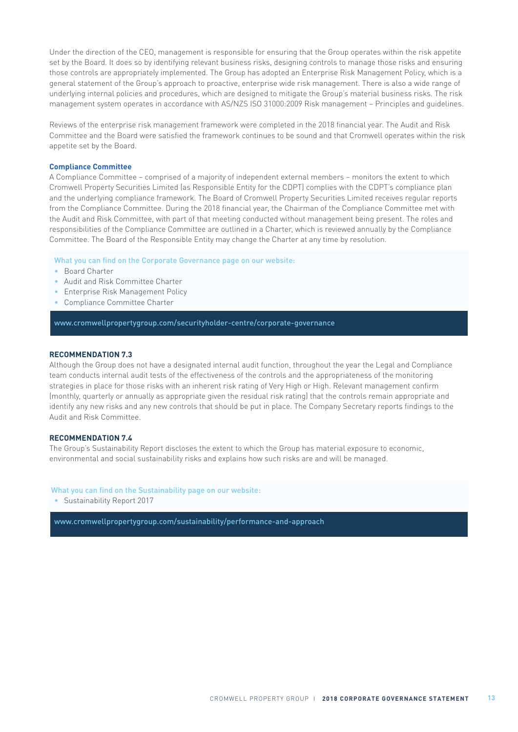Under the direction of the CEO, management is responsible for ensuring that the Group operates within the risk appetite set by the Board. It does so by identifying relevant business risks, designing controls to manage those risks and ensuring those controls are appropriately implemented. The Group has adopted an Enterprise Risk Management Policy, which is a general statement of the Group's approach to proactive, enterprise wide risk management. There is also a wide range of underlying internal policies and procedures, which are designed to mitigate the Group's material business risks. The risk management system operates in accordance with AS/NZS ISO 31000:2009 Risk management – Principles and guidelines.

Reviews of the enterprise risk management framework were completed in the 2018 financial year. The Audit and Risk Committee and the Board were satisfied the framework continues to be sound and that Cromwell operates within the risk appetite set by the Board.

**Compliance Committee**

A Compliance Committee – comprised of a majority of independent external members – monitors the extent to which Cromwell Property Securities Limited (as Responsible Entity for the CDPT) complies with the CDPT's compliance plan and the underlying compliance framework. The Board of Cromwell Property Securities Limited receives regular reports from the Compliance Committee. During the 2018 financial year, the Chairman of the Compliance Committee met with the Audit and Risk Committee, with part of that meeting conducted without management being present. The roles and responsibilities of the Compliance Committee are outlined in a Charter, which is reviewed annually by the Compliance Committee. The Board of the Responsible Entity may change the Charter at any time by resolution.

What you can find on the Corporate Governance page on our website:

- Board Charter
- Audit and Risk Committee Charter
- Enterprise Risk Management Policy
- Compliance Committee Charter

www.cromwellpropertygroup.com/securityholder-centre/corporate-governance

### RECOMMENDATION 7.3

Although the Group does not have a designated internal audit function, throughout the year the Legal and Compliance team conducts internal audit tests of the effectiveness of the controls and the appropriateness of the monitoring strategies in place for those risks with an inherent risk rating of Very High or High. Relevant management confirm (monthly, quarterly or annually as appropriate given the residual risk rating) that the controls remain appropriate and identify any new risks and any new controls that should be put in place. The Company Secretary reports findings to the Audit and Risk Committee.

### RECOMMENDATION 7.4

The Group's Sustainability Report discloses the extent to which the Group has material exposure to economic, environmental and social sustainability risks and explains how such risks are and will be managed.

What you can find on the Sustainability page on our website:

- Sustainability Report 2017

www.cromwellpropertygroup.com/sustainability/performance-and-approach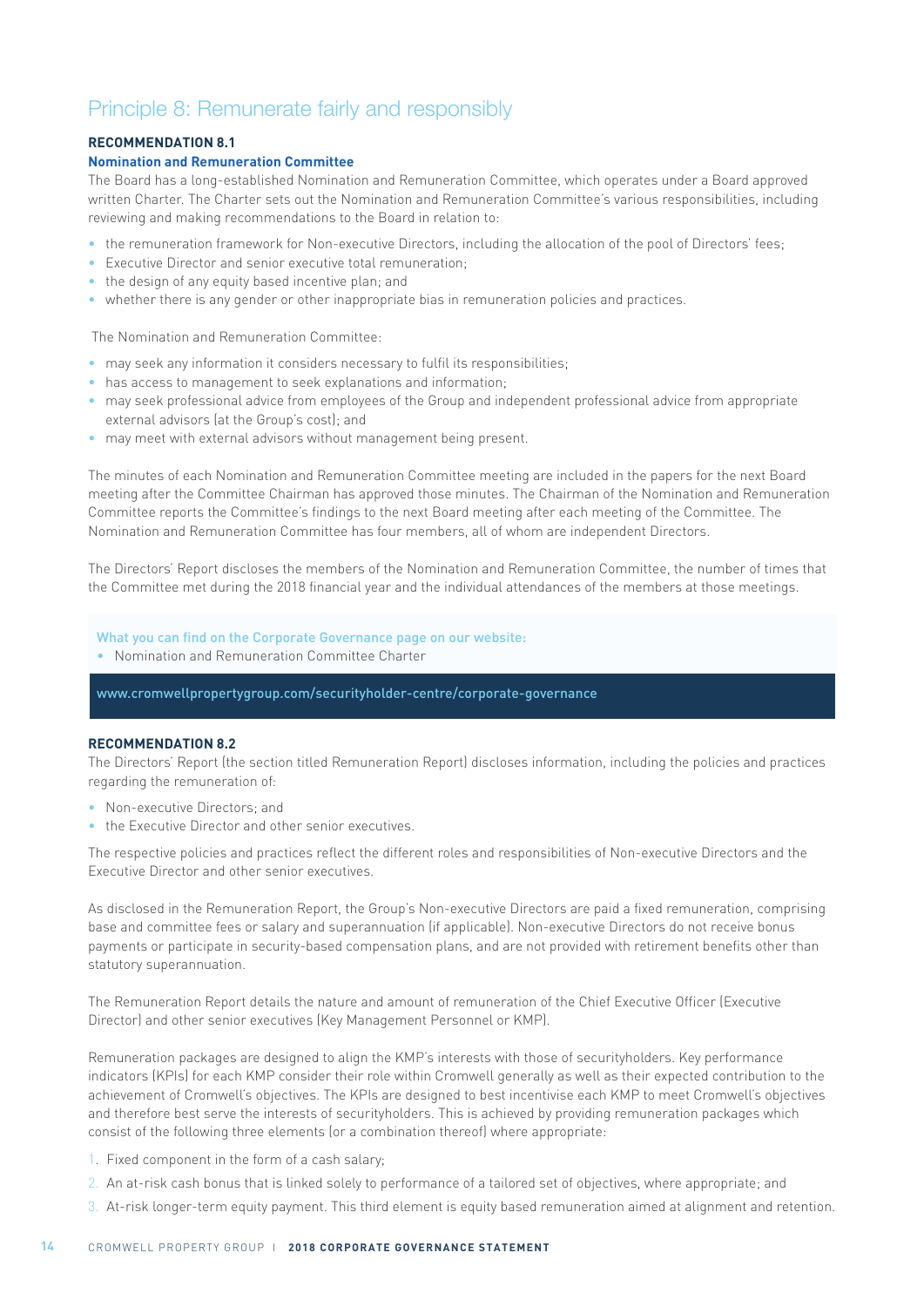# Principle 8: Remunerate fairly and responsibly

### RECOMMENDATION 8.1

**Nomination and Remuneration Committee**

The Board has a long-established Nomination and Remuneration Committee, which operates under a Board approved written Charter. The Charter sets out the Nomination and Remuneration Committee's various responsibilities, including reviewing and making recommendations to the Board in relation to:

- the remuneration framework for Non-executive Directors, including the allocation of the pool of Directors' fees;
- Executive Director and senior executive total remuneration;
- the design of any equity based incentive plan; and
- whether there is any gender or other inappropriate bias in remuneration policies and practices.

The Nomination and Remuneration Committee:

- may seek any information it considers necessary to fulfil its responsibilities;
- has access to management to seek explanations and information;
- may seek professional advice from employees of the Group and independent professional advice from appropriate external advisors (at the Group's cost); and
- may meet with external advisors without management being present.

The minutes of each Nomination and Remuneration Committee meeting are included in the papers for the next Board meeting after the Committee Chairman has approved those minutes. The Chairman of the Nomination and Remuneration Committee reports the Committee's findings to the next Board meeting after each meeting of the Committee. The Nomination and Remuneration Committee has four members, all of whom are independent Directors.

The Directors' Report discloses the members of the Nomination and Remuneration Committee, the number of times that the Committee met during the 2018 financial year and the individual attendances of the members at those meetings.

What you can find on the Corporate Governance page on our website:

- Nomination and Remuneration Committee Charter

www.cromwellpropertygroup.com/securityholder-centre/corporate-governance

### RECOMMENDATION 8.2

The Directors' Report (the section titled Remuneration Report) discloses information, including the policies and practices regarding the remuneration of:

- Non-executive Directors; and
- the Executive Director and other senior executives.

The respective policies and practices reflect the different roles and responsibilities of Non-executive Directors and the Executive Director and other senior executives.

As disclosed in the Remuneration Report, the Group's Non-executive Directors are paid a fixed remuneration, comprising base and committee fees or salary and superannuation (if applicable). Non-executive Directors do not receive bonus payments or participate in security-based compensation plans, and are not provided with retirement benefits other than statutory superannuation.

The Remuneration Report details the nature and amount of remuneration of the Chief Executive Officer (Executive Director) and other senior executives (Key Management Personnel or KMP).

Remuneration packages are designed to align the KMP's interests with those of securityholders. Key performance indicators (KPIs) for each KMP consider their role within Cromwell generally as well as their expected contribution to the achievement of Cromwell's objectives. The KPIs are designed to best incentivise each KMP to meet Cromwell's objectives and therefore best serve the interests of securityholders. This is achieved by providing remuneration packages which consist of the following three elements (or a combination thereof) where appropriate:

1. Fixed component in the form of a cash salary;
2. An at-risk cash bonus that is linked solely to performance of a tailored set of objectives, where appropriate; and
3. At-risk longer-term equity payment. This third element is equity based remuneration aimed at alignment and retention.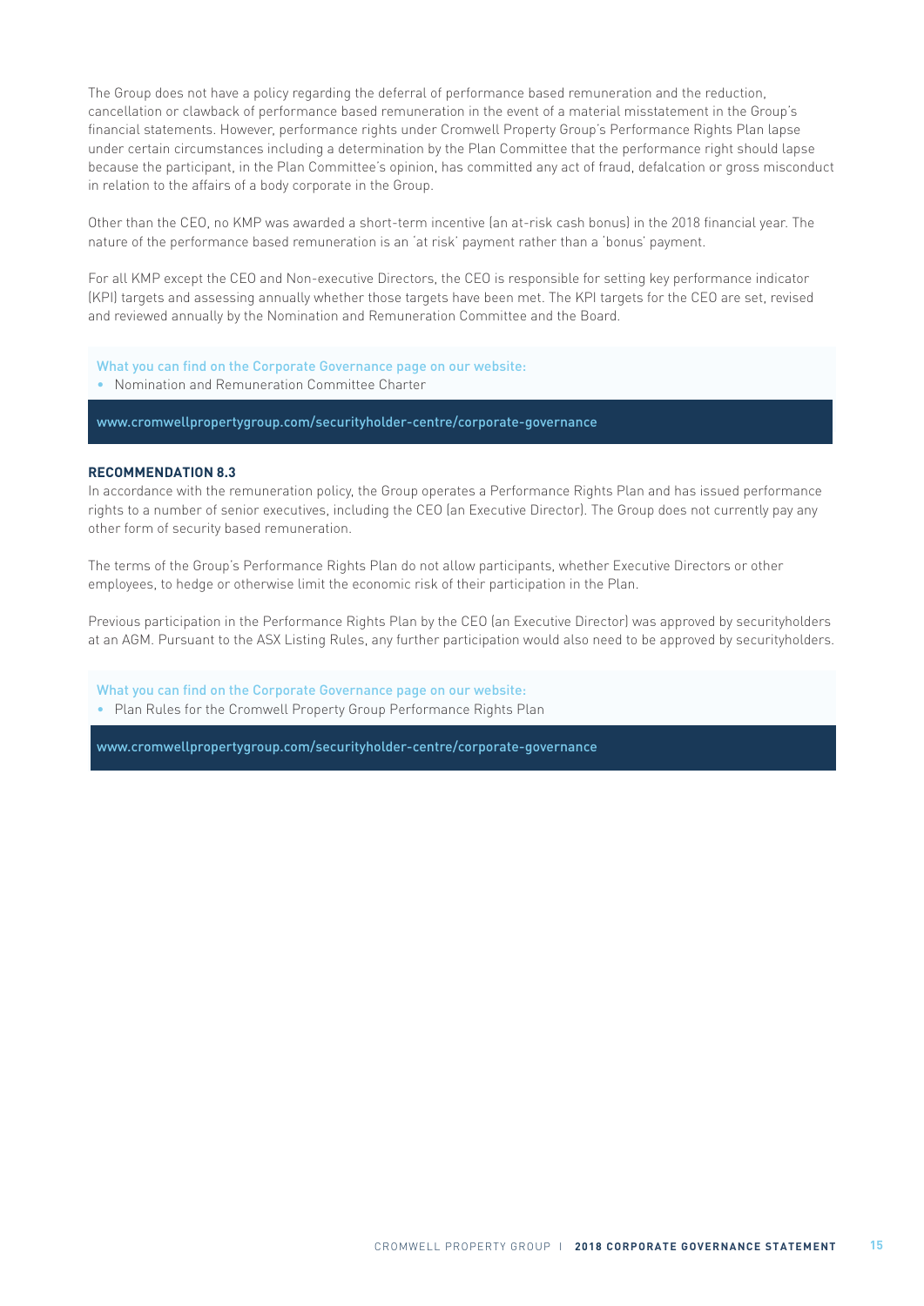The Group does not have a policy regarding the deferral of performance based remuneration and the reduction, cancellation or clawback of performance based remuneration in the event of a material misstatement in the Group's financial statements. However, performance rights under Cromwell Property Group's Performance Rights Plan lapse under certain circumstances including a determination by the Plan Committee that the performance right should lapse because the participant, in the Plan Committee's opinion, has committed any act of fraud, defalcation or gross misconduct in relation to the affairs of a body corporate in the Group.

Other than the CEO, no KMP was awarded a short-term incentive (an at-risk cash bonus) in the 2018 financial year. The nature of the performance based remuneration is an 'at risk' payment rather than a 'bonus' payment.

For all KMP except the CEO and Non-executive Directors, the CEO is responsible for setting key performance indicator (KPI) targets and assessing annually whether those targets have been met. The KPI targets for the CEO are set, revised and reviewed annually by the Nomination and Remuneration Committee and the Board.

What you can find on the Corporate Governance page on our website:

- Nomination and Remuneration Committee Charter

www.cromwellpropertygroup.com/securityholder-centre/corporate-governance

**RECOMMENDATION 8.3**

In accordance with the remuneration policy, the Group operates a Performance Rights Plan and has issued performance rights to a number of senior executives, including the CEO (an Executive Director). The Group does not currently pay any other form of security based remuneration.

The terms of the Group's Performance Rights Plan do not allow participants, whether Executive Directors or other employees, to hedge or otherwise limit the economic risk of their participation in the Plan.

Previous participation in the Performance Rights Plan by the CEO (an Executive Director) was approved by securityholders at an AGM. Pursuant to the ASX Listing Rules, any further participation would also need to be approved by securityholders.

What you can find on the Corporate Governance page on our website:

- Plan Rules for the Cromwell Property Group Performance Rights Plan

www.cromwellpropertygroup.com/securityholder-centre/corporate-governance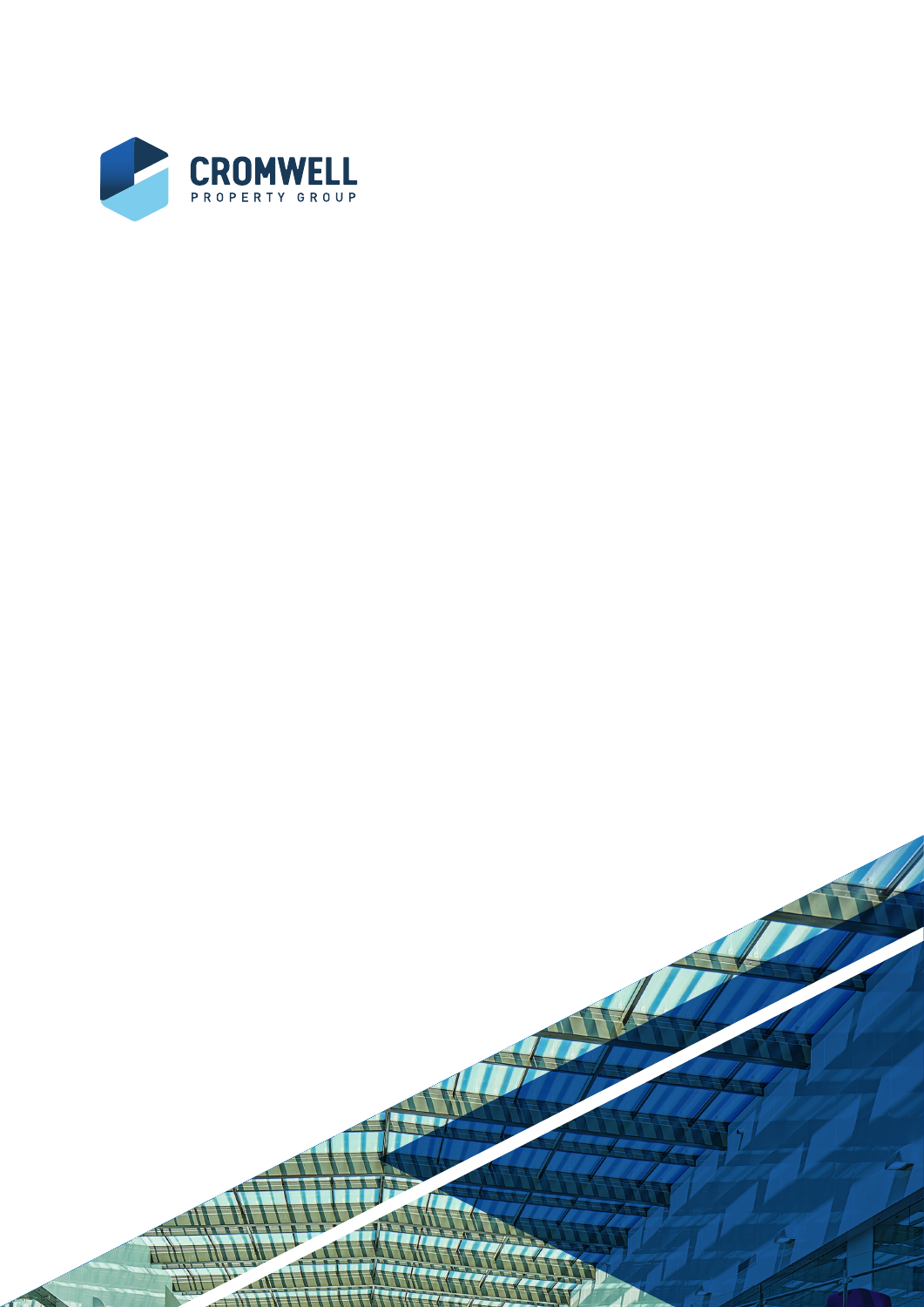CROMWELL
PROPERTY GROUP